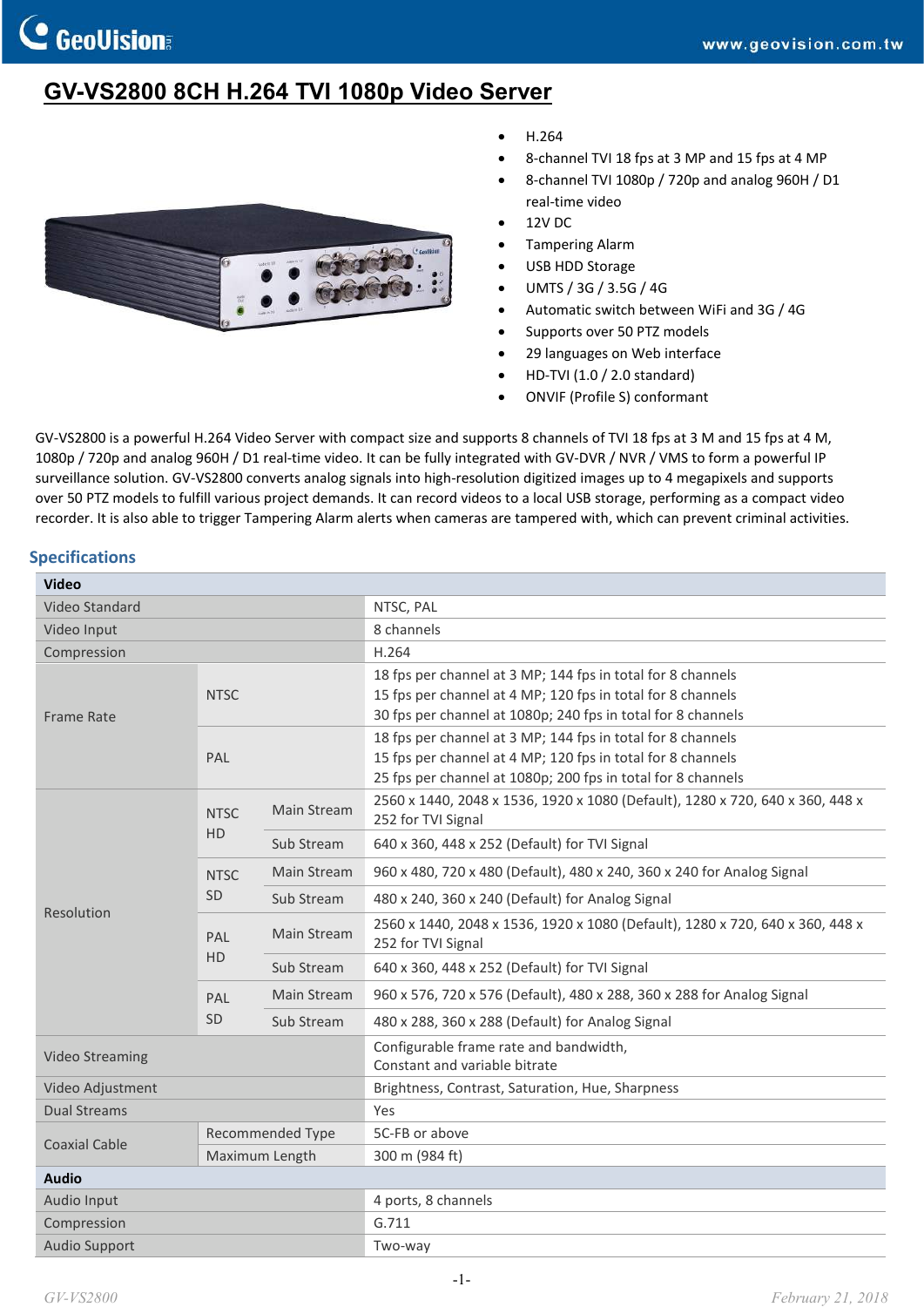# GV-VS2800 8CH H.264 TVI 1080p Video Server

- H.264
- 8-channel TVI 18 fps at 3 MP and 15 fps at 4 MP
- 8-channel TVI 1080p / 720p and analog 960H / D1 real-time video
- 12V DC
- Tampering Alarm
- USB HDD Storage
- UMTS / 3G / 3.5G / 4G
- Automatic switch between WiFi and 3G / 4G
- Supports over 50 PTZ models
- 29 languages on Web interface
- HD-TVI (1.0 / 2.0 standard)
- ONVIF (Profile S) conformant

GV-VS2800 is a powerful H.264 Video Server with compact size and supports 8 channels of TVI 18 fps at 3 M and 15 fps at 4 M, 1080p / 720p and analog 960H / D1 real-time video. It can be fully integrated with GV-DVR / NVR / VMS to form a powerful IP surveillance solution. GV-VS2800 converts analog signals into high-resolution digitized images up to 4 megapixels and supports over 50 PTZ models to fulfill various project demands. It can record videos to a local USB storage, performing as a compact video recorder. It is also able to trigger Tampering Alarm alerts when cameras are tampered with, which can prevent criminal activities.

## Specifications

| **Video** | | | |
|---|---|---|---|
| Video Standard | | | NTSC, PAL |
| Video Input | | | 8 channels |
| Compression | | | H.264 |
| Frame Rate | NTSC | | 18 fps per channel at 3 MP; 144 fps in total for 8 channels<br>15 fps per channel at 4 MP; 120 fps in total for 8 channels<br>30 fps per channel at 1080p; 240 fps in total for 8 channels |
| | PAL | | 18 fps per channel at 3 MP; 144 fps in total for 8 channels<br>15 fps per channel at 4 MP; 120 fps in total for 8 channels<br>25 fps per channel at 1080p; 200 fps in total for 8 channels |
| Resolution | NTSC HD | Main Stream | 2560 x 1440, 2048 x 1536, 1920 x 1080 (Default), 1280 x 720, 640 x 360, 448 x 252 for TVI Signal |
| | | Sub Stream | 640 x 360, 448 x 252 (Default) for TVI Signal |
| | NTSC SD | Main Stream | 960 x 480, 720 x 480 (Default), 480 x 240, 360 x 240 for Analog Signal |
| | | Sub Stream | 480 x 240, 360 x 240 (Default) for Analog Signal |
| | PAL HD | Main Stream | 2560 x 1440, 2048 x 1536, 1920 x 1080 (Default), 1280 x 720, 640 x 360, 448 x 252 for TVI Signal |
| | | Sub Stream | 640 x 360, 448 x 252 (Default) for TVI Signal |
| | PAL SD | Main Stream | 960 x 576, 720 x 576 (Default), 480 x 288, 360 x 288 for Analog Signal |
| | | Sub Stream | 480 x 288, 360 x 288 (Default) for Analog Signal |
| Video Streaming | | | Configurable frame rate and bandwidth,<br>Constant and variable bitrate |
| Video Adjustment | | | Brightness, Contrast, Saturation, Hue, Sharpness |
| Dual Streams | | | Yes |
| Coaxial Cable | Recommended Type | | 5C-FB or above |
| | Maximum Length | | 300 m (984 ft) |
| **Audio** | | | |
| Audio Input | | | 4 ports, 8 channels |
| Compression | | | G.711 |
| Audio Support | | | Two-way |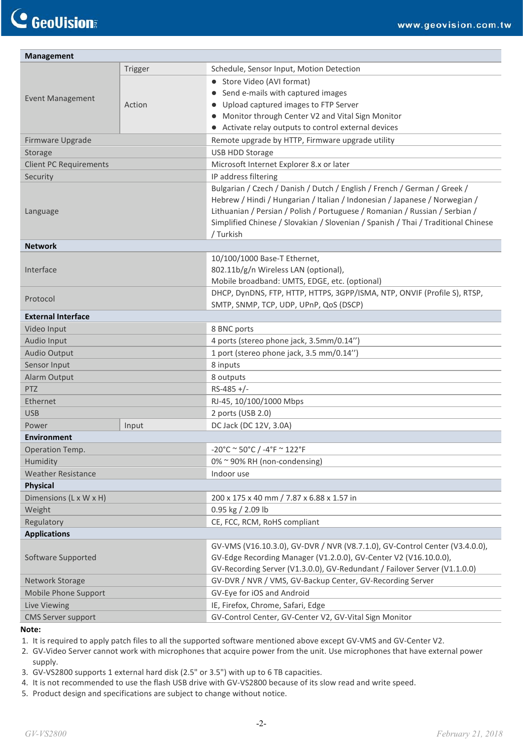| Management | | |
|---|---|---|
| Event Management | Trigger | Schedule, Sensor Input, Motion Detection |
| | Action | ● Store Video (AVI format)<br>● Send e-mails with captured images<br>● Upload captured images to FTP Server<br>● Monitor through Center V2 and Vital Sign Monitor<br>● Activate relay outputs to control external devices |
| Firmware Upgrade | | Remote upgrade by HTTP, Firmware upgrade utility |
| Storage | | USB HDD Storage |
| Client PC Requirements | | Microsoft Internet Explorer 8.x or later |
| Security | | IP address filtering |
| Language | | Bulgarian / Czech / Danish / Dutch / English / French / German / Greek / Hebrew / Hindi / Hungarian / Italian / Indonesian / Japanese / Norwegian / Lithuanian / Persian / Polish / Portuguese / Romanian / Russian / Serbian / Simplified Chinese / Slovakian / Slovenian / Spanish / Thai / Traditional Chinese / Turkish |
| **Network** | | |
| Interface | | 10/100/1000 Base-T Ethernet,<br>802.11b/g/n Wireless LAN (optional),<br>Mobile broadband: UMTS, EDGE, etc. (optional) |
| Protocol | | DHCP, DynDNS, FTP, HTTP, HTTPS, 3GPP/ISMA, NTP, ONVIF (Profile S), RTSP, SMTP, SNMP, TCP, UDP, UPnP, QoS (DSCP) |
| **External Interface** | | |
| Video Input | | 8 BNC ports |
| Audio Input | | 4 ports (stereo phone jack, 3.5mm/0.14'') |
| Audio Output | | 1 port (stereo phone jack, 3.5 mm/0.14'') |
| Sensor Input | | 8 inputs |
| Alarm Output | | 8 outputs |
| PTZ | | RS-485 +/- |
| Ethernet | | RJ-45, 10/100/1000 Mbps |
| USB | | 2 ports (USB 2.0) |
| Power | Input | DC Jack (DC 12V, 3.0A) |
| **Environment** | | |
| Operation Temp. | | -20°C ~ 50°C / -4°F ~ 122°F |
| Humidity | | 0% ~ 90% RH (non-condensing) |
| Weather Resistance | | Indoor use |
| **Physical** | | |
| Dimensions (L x W x H) | | 200 x 175 x 40 mm / 7.87 x 6.88 x 1.57 in |
| Weight | | 0.95 kg / 2.09 lb |
| Regulatory | | CE, FCC, RCM, RoHS compliant |
| **Applications** | | |
| Software Supported | | GV-VMS (V16.10.3.0), GV-DVR / NVR (V8.7.1.0), GV-Control Center (V3.4.0.0), GV-Edge Recording Manager (V1.2.0.0), GV-Center V2 (V16.10.0.0), GV-Recording Server (V1.3.0.0), GV-Redundant / Failover Server (V1.1.0.0) |
| Network Storage | | GV-DVR / NVR / VMS, GV-Backup Center, GV-Recording Server |
| Mobile Phone Support | | GV-Eye for iOS and Android |
| Live Viewing | | IE, Firefox, Chrome, Safari, Edge |
| CMS Server support | | GV-Control Center, GV-Center V2, GV-Vital Sign Monitor |

**Note:**

1. It is required to apply patch files to all the supported software mentioned above except GV-VMS and GV-Center V2.
2. GV-Video Server cannot work with microphones that acquire power from the unit. Use microphones that have external power supply.
3. GV-VS2800 supports 1 external hard disk (2.5" or 3.5") with up to 6 TB capacities.
4. It is not recommended to use the flash USB drive with GV-VS2800 because of its slow read and write speed.
5. Product design and specifications are subject to change without notice.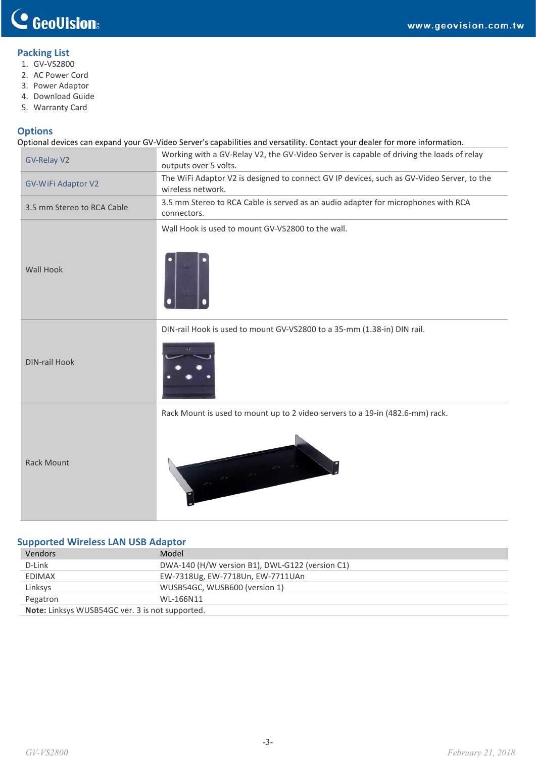## Packing List

1. GV-VS2800
2. AC Power Cord
3. Power Adaptor
4. Download Guide
5. Warranty Card

## Options

Optional devices can expand your GV-Video Server's capabilities and versatility. Contact your dealer for more information.

| | |
|---|---|
| GV-Relay V2 | Working with a GV-Relay V2, the GV-Video Server is capable of driving the loads of relay outputs over 5 volts. |
| GV-WiFi Adaptor V2 | The WiFi Adaptor V2 is designed to connect GV IP devices, such as GV-Video Server, to the wireless network. |
| 3.5 mm Stereo to RCA Cable | 3.5 mm Stereo to RCA Cable is served as an audio adapter for microphones with RCA connectors. |
| Wall Hook | Wall Hook is used to mount GV-VS2800 to the wall. |
| DIN-rail Hook | DIN-rail Hook is used to mount GV-VS2800 to a 35-mm (1.38-in) DIN rail. |
| Rack Mount | Rack Mount is used to mount up to 2 video servers to a 19-in (482.6-mm) rack. |

## Supported Wireless LAN USB Adaptor

| Vendors | Model |
|---|---|
| D-Link | DWA-140 (H/W version B1), DWL-G122 (version C1) |
| EDIMAX | EW-7318Ug, EW-7718Un, EW-7711UAn |
| Linksys | WUSB54GC, WUSB600 (version 1) |
| Pegatron | WL-166N11 |

**Note:** Linksys WUSB54GC ver. 3 is not supported.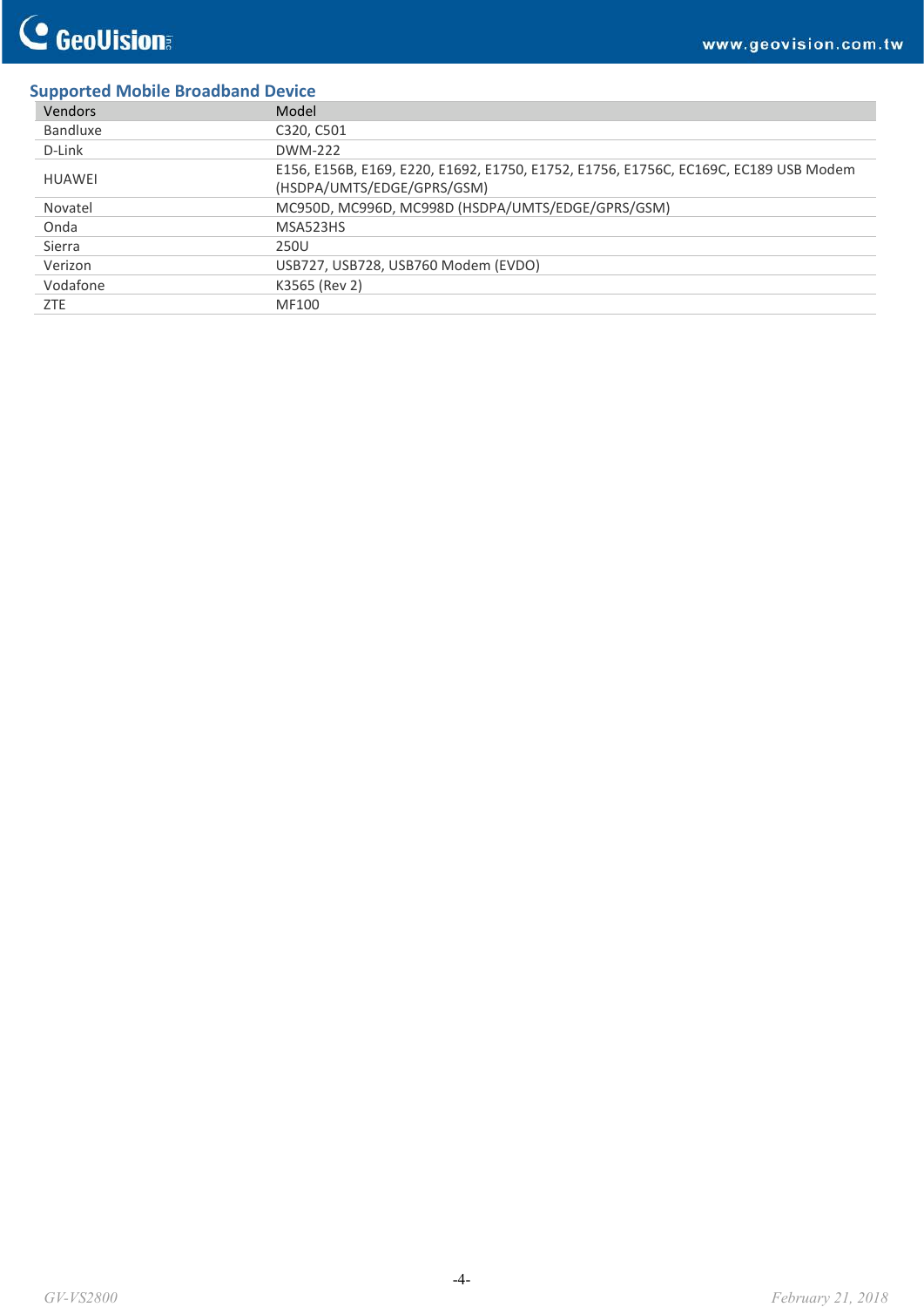## Supported Mobile Broadband Device

| Vendors | Model |
|---|---|
| Bandluxe | C320, C501 |
| D-Link | DWM-222 |
| HUAWEI | E156, E156B, E169, E220, E1692, E1750, E1752, E1756, E1756C, EC169C, EC189 USB Modem (HSDPA/UMTS/EDGE/GPRS/GSM) |
| Novatel | MC950D, MC996D, MC998D (HSDPA/UMTS/EDGE/GPRS/GSM) |
| Onda | MSA523HS |
| Sierra | 250U |
| Verizon | USB727, USB728, USB760 Modem (EVDO) |
| Vodafone | K3565 (Rev 2) |
| ZTE | MF100 |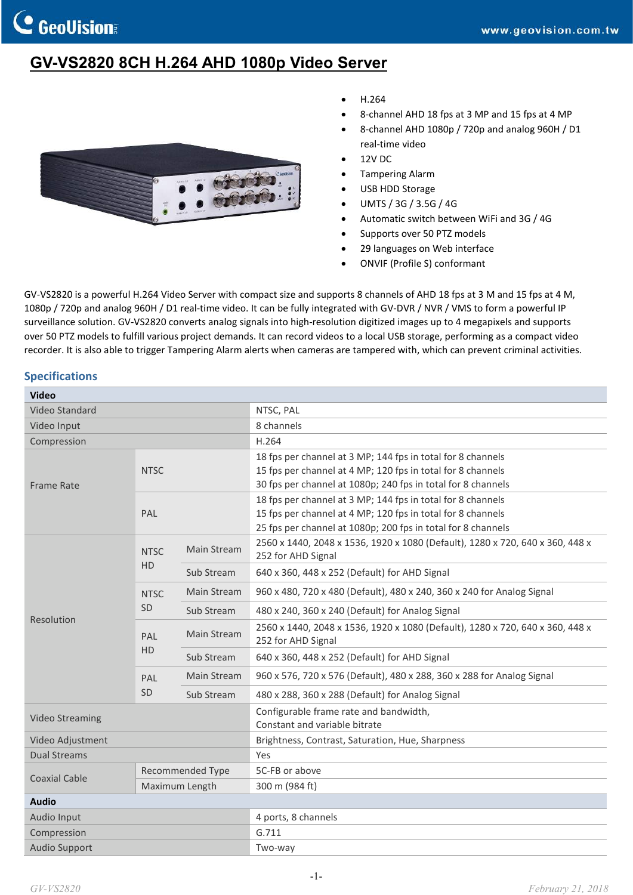# GV-VS2820 8CH H.264 AHD 1080p Video Server

- H.264
- 8-channel AHD 18 fps at 3 MP and 15 fps at 4 MP
- 8-channel AHD 1080p / 720p and analog 960H / D1 real-time video
- 12V DC
- Tampering Alarm
- USB HDD Storage
- UMTS / 3G / 3.5G / 4G
- Automatic switch between WiFi and 3G / 4G
- Supports over 50 PTZ models
- 29 languages on Web interface
- ONVIF (Profile S) conformant

GV-VS2820 is a powerful H.264 Video Server with compact size and supports 8 channels of AHD 18 fps at 3 M and 15 fps at 4 M, 1080p / 720p and analog 960H / D1 real-time video. It can be fully integrated with GV-DVR / NVR / VMS to form a powerful IP surveillance solution. GV-VS2820 converts analog signals into high-resolution digitized images up to 4 megapixels and supports over 50 PTZ models to fulfill various project demands. It can record videos to a local USB storage, performing as a compact video recorder. It is also able to trigger Tampering Alarm alerts when cameras are tampered with, which can prevent criminal activities.

## Specifications

| **Video** | | | |
|---|---|---|---|
| Video Standard | | | NTSC, PAL |
| Video Input | | | 8 channels |
| Compression | | | H.264 |
| Frame Rate | NTSC | | 18 fps per channel at 3 MP; 144 fps in total for 8 channels<br>15 fps per channel at 4 MP; 120 fps in total for 8 channels<br>30 fps per channel at 1080p; 240 fps in total for 8 channels |
| | PAL | | 18 fps per channel at 3 MP; 144 fps in total for 8 channels<br>15 fps per channel at 4 MP; 120 fps in total for 8 channels<br>25 fps per channel at 1080p; 200 fps in total for 8 channels |
| Resolution | NTSC HD | Main Stream | 2560 x 1440, 2048 x 1536, 1920 x 1080 (Default), 1280 x 720, 640 x 360, 448 x 252 for AHD Signal |
| | | Sub Stream | 640 x 360, 448 x 252 (Default) for AHD Signal |
| | NTSC SD | Main Stream | 960 x 480, 720 x 480 (Default), 480 x 240, 360 x 240 for Analog Signal |
| | | Sub Stream | 480 x 240, 360 x 240 (Default) for Analog Signal |
| | PAL HD | Main Stream | 2560 x 1440, 2048 x 1536, 1920 x 1080 (Default), 1280 x 720, 640 x 360, 448 x 252 for AHD Signal |
| | | Sub Stream | 640 x 360, 448 x 252 (Default) for AHD Signal |
| | PAL SD | Main Stream | 960 x 576, 720 x 576 (Default), 480 x 288, 360 x 288 for Analog Signal |
| | | Sub Stream | 480 x 288, 360 x 288 (Default) for Analog Signal |
| Video Streaming | | | Configurable frame rate and bandwidth,<br>Constant and variable bitrate |
| Video Adjustment | | | Brightness, Contrast, Saturation, Hue, Sharpness |
| Dual Streams | | | Yes |
| Coaxial Cable | Recommended Type | | 5C-FB or above |
| | Maximum Length | | 300 m (984 ft) |
| **Audio** | | | |
| Audio Input | | | 4 ports, 8 channels |
| Compression | | | G.711 |
| Audio Support | | | Two-way |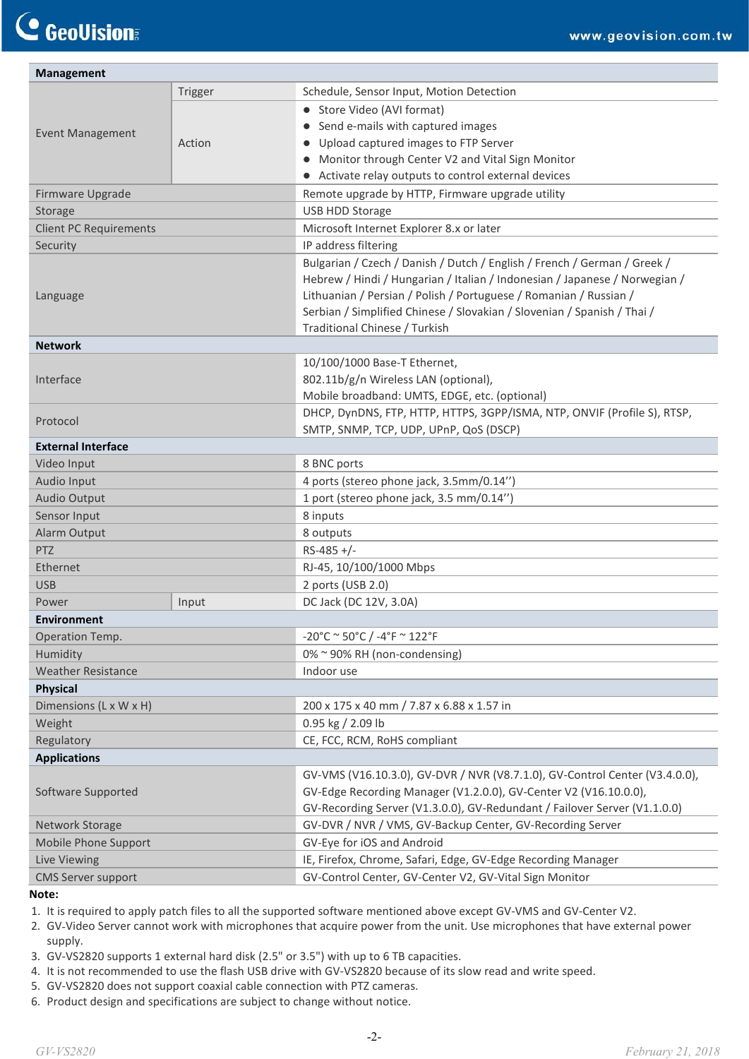| Management | | |
|---|---|---|
| Event Management | Trigger | Schedule, Sensor Input, Motion Detection |
| | Action | • Store Video (AVI format)<br>• Send e-mails with captured images<br>• Upload captured images to FTP Server<br>• Monitor through Center V2 and Vital Sign Monitor<br>• Activate relay outputs to control external devices |
| Firmware Upgrade | | Remote upgrade by HTTP, Firmware upgrade utility |
| Storage | | USB HDD Storage |
| Client PC Requirements | | Microsoft Internet Explorer 8.x or later |
| Security | | IP address filtering |
| Language | | Bulgarian / Czech / Danish / Dutch / English / French / German / Greek / Hebrew / Hindi / Hungarian / Italian / Indonesian / Japanese / Norwegian / Lithuanian / Persian / Polish / Portuguese / Romanian / Russian / Serbian / Simplified Chinese / Slovakian / Slovenian / Spanish / Thai / Traditional Chinese / Turkish |
| **Network** | | |
| Interface | | 10/100/1000 Base-T Ethernet,<br>802.11b/g/n Wireless LAN (optional),<br>Mobile broadband: UMTS, EDGE, etc. (optional) |
| Protocol | | DHCP, DynDNS, FTP, HTTP, HTTPS, 3GPP/ISMA, NTP, ONVIF (Profile S), RTSP, SMTP, SNMP, TCP, UDP, UPnP, QoS (DSCP) |
| **External Interface** | | |
| Video Input | | 8 BNC ports |
| Audio Input | | 4 ports (stereo phone jack, 3.5mm/0.14'') |
| Audio Output | | 1 port (stereo phone jack, 3.5 mm/0.14'') |
| Sensor Input | | 8 inputs |
| Alarm Output | | 8 outputs |
| PTZ | | RS-485 +/- |
| Ethernet | | RJ-45, 10/100/1000 Mbps |
| USB | | 2 ports (USB 2.0) |
| Power | Input | DC Jack (DC 12V, 3.0A) |
| **Environment** | | |
| Operation Temp. | | -20°C ~ 50°C / -4°F ~ 122°F |
| Humidity | | 0% ~ 90% RH (non-condensing) |
| Weather Resistance | | Indoor use |
| **Physical** | | |
| Dimensions (L x W x H) | | 200 x 175 x 40 mm / 7.87 x 6.88 x 1.57 in |
| Weight | | 0.95 kg / 2.09 lb |
| Regulatory | | CE, FCC, RCM, RoHS compliant |
| **Applications** | | |
| Software Supported | | GV-VMS (V16.10.3.0), GV-DVR / NVR (V8.7.1.0), GV-Control Center (V3.4.0.0), GV-Edge Recording Manager (V1.2.0.0), GV-Center V2 (V16.10.0.0), GV-Recording Server (V1.3.0.0), GV-Redundant / Failover Server (V1.1.0.0) |
| Network Storage | | GV-DVR / NVR / VMS, GV-Backup Center, GV-Recording Server |
| Mobile Phone Support | | GV-Eye for iOS and Android |
| Live Viewing | | IE, Firefox, Chrome, Safari, Edge, GV-Edge Recording Manager |
| CMS Server support | | GV-Control Center, GV-Center V2, GV-Vital Sign Monitor |

**Note:**

1. It is required to apply patch files to all the supported software mentioned above except GV-VMS and GV-Center V2.
2. GV-Video Server cannot work with microphones that acquire power from the unit. Use microphones that have external power supply.
3. GV-VS2820 supports 1 external hard disk (2.5" or 3.5") with up to 6 TB capacities.
4. It is not recommended to use the flash USB drive with GV-VS2820 because of its slow read and write speed.
5. GV-VS2820 does not support coaxial cable connection with PTZ cameras.
6. Product design and specifications are subject to change without notice.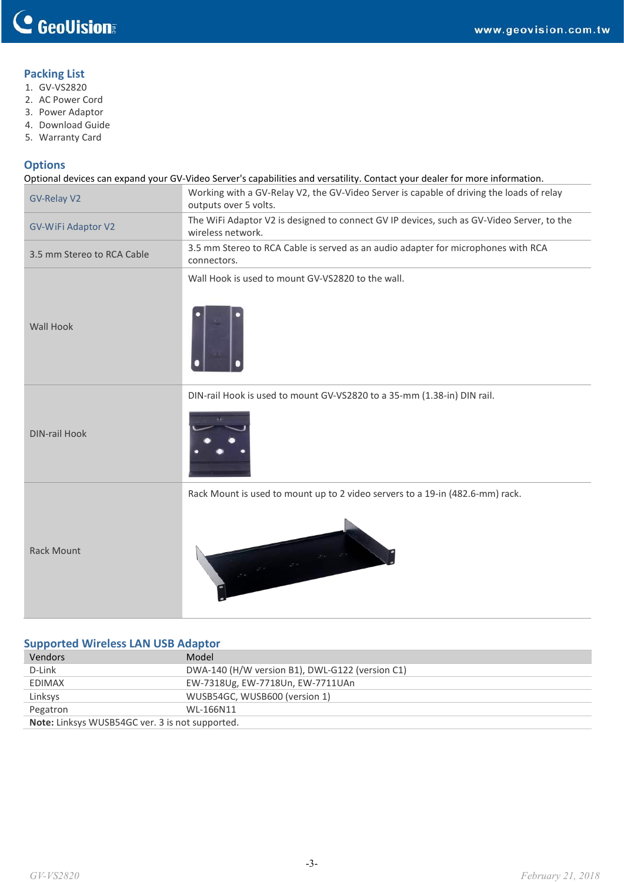## Packing List

1. GV-VS2820
2. AC Power Cord
3. Power Adaptor
4. Download Guide
5. Warranty Card

## Options

Optional devices can expand your GV-Video Server's capabilities and versatility. Contact your dealer for more information.

| | |
|---|---|
| GV-Relay V2 | Working with a GV-Relay V2, the GV-Video Server is capable of driving the loads of relay outputs over 5 volts. |
| GV-WiFi Adaptor V2 | The WiFi Adaptor V2 is designed to connect GV IP devices, such as GV-Video Server, to the wireless network. |
| 3.5 mm Stereo to RCA Cable | 3.5 mm Stereo to RCA Cable is served as an audio adapter for microphones with RCA connectors. |
| Wall Hook | Wall Hook is used to mount GV-VS2820 to the wall. |
| DIN-rail Hook | DIN-rail Hook is used to mount GV-VS2820 to a 35-mm (1.38-in) DIN rail. |
| Rack Mount | Rack Mount is used to mount up to 2 video servers to a 19-in (482.6-mm) rack. |

## Supported Wireless LAN USB Adaptor

| Vendors | Model |
|---|---|
| D-Link | DWA-140 (H/W version B1), DWL-G122 (version C1) |
| EDIMAX | EW-7318Ug, EW-7718Un, EW-7711UAn |
| Linksys | WUSB54GC, WUSB600 (version 1) |
| Pegatron | WL-166N11 |

**Note:** Linksys WUSB54GC ver. 3 is not supported.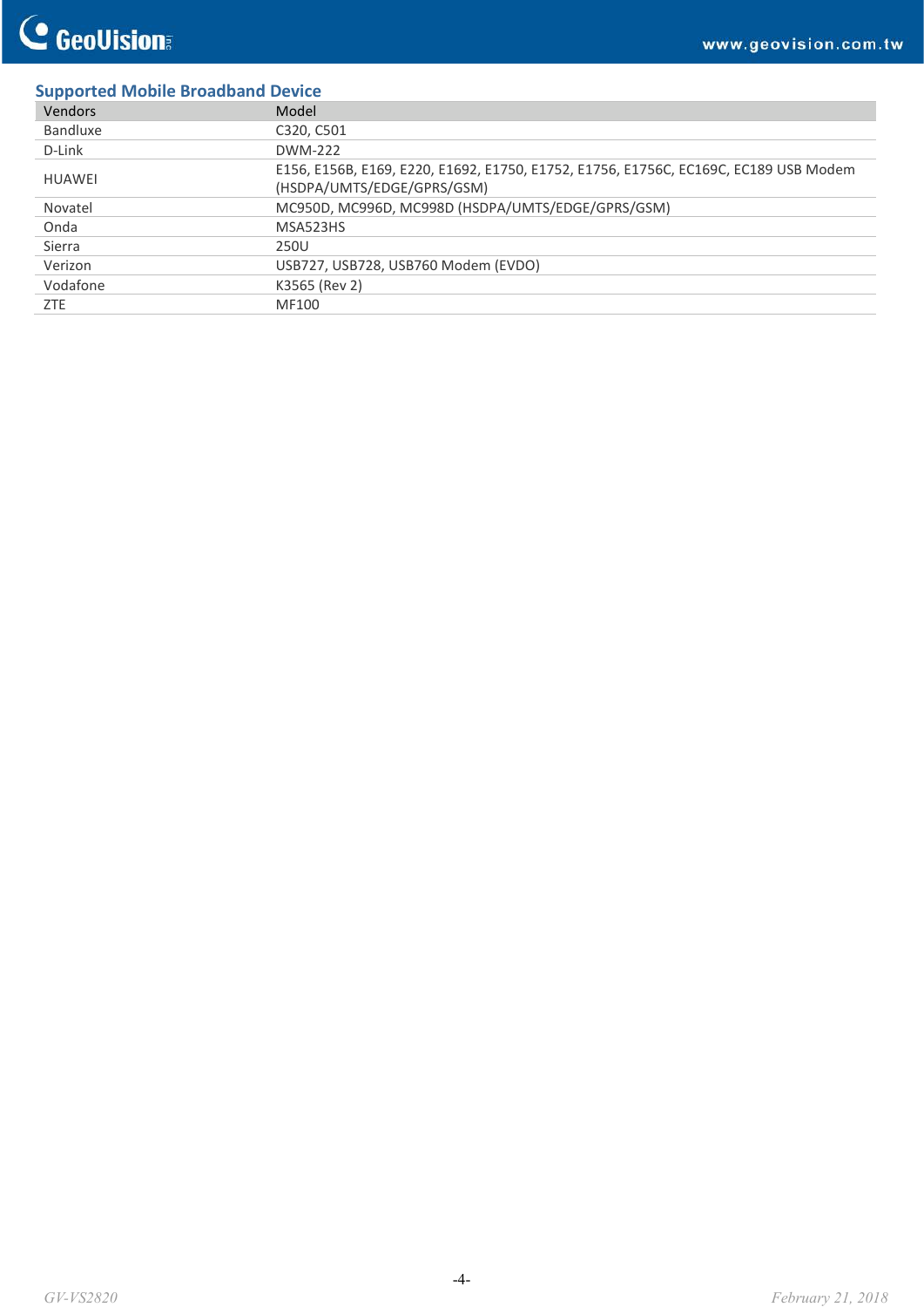## Supported Mobile Broadband Device

| Vendors | Model |
| --- | --- |
| Bandluxe | C320, C501 |
| D-Link | DWM-222 |
| HUAWEI | E156, E156B, E169, E220, E1692, E1750, E1752, E1756, E1756C, EC169C, EC189 USB Modem (HSDPA/UMTS/EDGE/GPRS/GSM) |
| Novatel | MC950D, MC996D, MC998D (HSDPA/UMTS/EDGE/GPRS/GSM) |
| Onda | MSA523HS |
| Sierra | 250U |
| Verizon | USB727, USB728, USB760 Modem (EVDO) |
| Vodafone | K3565 (Rev 2) |
| ZTE | MF100 |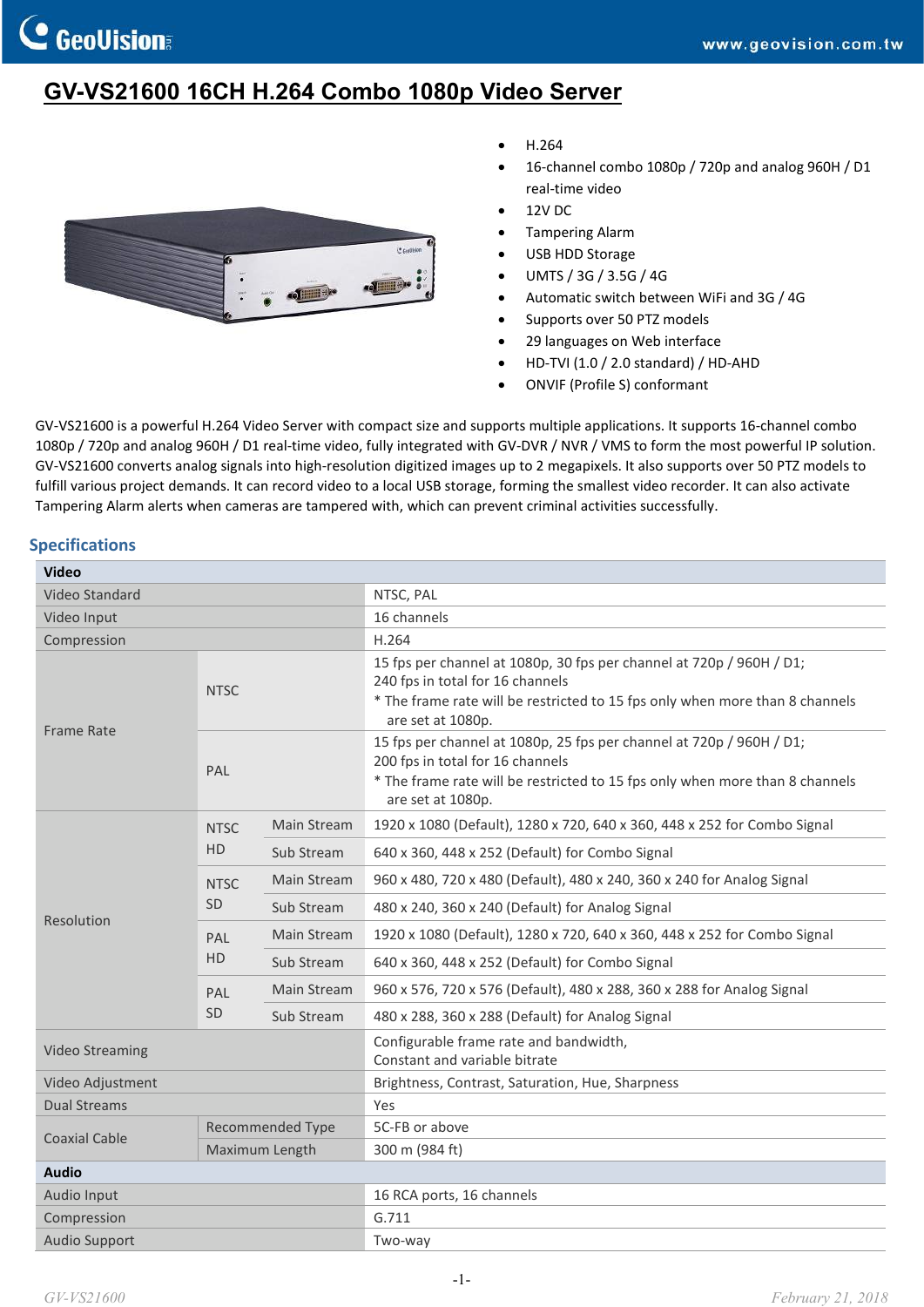# GV-VS21600 16CH H.264 Combo 1080p Video Server

- H.264
- 16-channel combo 1080p / 720p and analog 960H / D1 real-time video
- 12V DC
- Tampering Alarm
- USB HDD Storage
- UMTS / 3G / 3.5G / 4G
- Automatic switch between WiFi and 3G / 4G
- Supports over 50 PTZ models
- 29 languages on Web interface
- HD-TVI (1.0 / 2.0 standard) / HD-AHD
- ONVIF (Profile S) conformant

GV-VS21600 is a powerful H.264 Video Server with compact size and supports multiple applications. It supports 16-channel combo 1080p / 720p and analog 960H / D1 real-time video, fully integrated with GV-DVR / NVR / VMS to form the most powerful IP solution. GV-VS21600 converts analog signals into high-resolution digitized images up to 2 megapixels. It also supports over 50 PTZ models to fulfill various project demands. It can record video to a local USB storage, forming the smallest video recorder. It can also activate Tampering Alarm alerts when cameras are tampered with, which can prevent criminal activities successfully.

## Specifications

| **Video** | | | |
|---|---|---|---|
| Video Standard | | | NTSC, PAL |
| Video Input | | | 16 channels |
| Compression | | | H.264 |
| Frame Rate | NTSC | | 15 fps per channel at 1080p, 30 fps per channel at 720p / 960H / D1; 240 fps in total for 16 channels<br>* The frame rate will be restricted to 15 fps only when more than 8 channels are set at 1080p. |
| | PAL | | 15 fps per channel at 1080p, 25 fps per channel at 720p / 960H / D1; 200 fps in total for 16 channels<br>* The frame rate will be restricted to 15 fps only when more than 8 channels are set at 1080p. |
| Resolution | NTSC HD | Main Stream | 1920 x 1080 (Default), 1280 x 720, 640 x 360, 448 x 252 for Combo Signal |
| | | Sub Stream | 640 x 360, 448 x 252 (Default) for Combo Signal |
| | NTSC SD | Main Stream | 960 x 480, 720 x 480 (Default), 480 x 240, 360 x 240 for Analog Signal |
| | | Sub Stream | 480 x 240, 360 x 240 (Default) for Analog Signal |
| | PAL HD | Main Stream | 1920 x 1080 (Default), 1280 x 720, 640 x 360, 448 x 252 for Combo Signal |
| | | Sub Stream | 640 x 360, 448 x 252 (Default) for Combo Signal |
| | PAL SD | Main Stream | 960 x 576, 720 x 576 (Default), 480 x 288, 360 x 288 for Analog Signal |
| | | Sub Stream | 480 x 288, 360 x 288 (Default) for Analog Signal |
| Video Streaming | | | Configurable frame rate and bandwidth,<br>Constant and variable bitrate |
| Video Adjustment | | | Brightness, Contrast, Saturation, Hue, Sharpness |
| Dual Streams | | | Yes |
| Coaxial Cable | Recommended Type | | 5C-FB or above |
| | Maximum Length | | 300 m (984 ft) |
| **Audio** | | | |
| Audio Input | | | 16 RCA ports, 16 channels |
| Compression | | | G.711 |
| Audio Support | | | Two-way |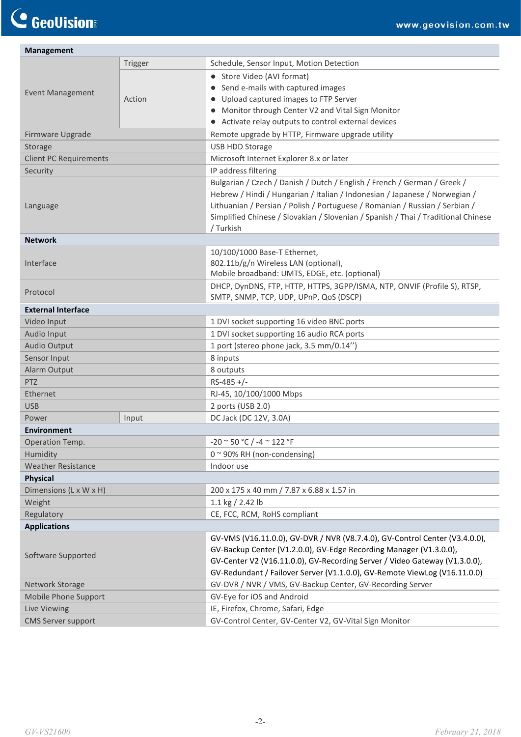| Management | | |
|---|---|---|
| Event Management | Trigger | Schedule, Sensor Input, Motion Detection |
| | Action | ● Store Video (AVI format)<br>● Send e-mails with captured images<br>● Upload captured images to FTP Server<br>● Monitor through Center V2 and Vital Sign Monitor<br>● Activate relay outputs to control external devices |
| Firmware Upgrade | | Remote upgrade by HTTP, Firmware upgrade utility |
| Storage | | USB HDD Storage |
| Client PC Requirements | | Microsoft Internet Explorer 8.x or later |
| Security | | IP address filtering |
| Language | | Bulgarian / Czech / Danish / Dutch / English / French / German / Greek / Hebrew / Hindi / Hungarian / Italian / Indonesian / Japanese / Norwegian / Lithuanian / Persian / Polish / Portuguese / Romanian / Russian / Serbian / Simplified Chinese / Slovakian / Slovenian / Spanish / Thai / Traditional Chinese / Turkish |
| **Network** | | |
| Interface | | 10/100/1000 Base-T Ethernet,<br>802.11b/g/n Wireless LAN (optional),<br>Mobile broadband: UMTS, EDGE, etc. (optional) |
| Protocol | | DHCP, DynDNS, FTP, HTTP, HTTPS, 3GPP/ISMA, NTP, ONVIF (Profile S), RTSP, SMTP, SNMP, TCP, UDP, UPnP, QoS (DSCP) |
| **External Interface** | | |
| Video Input | | 1 DVI socket supporting 16 video BNC ports |
| Audio Input | | 1 DVI socket supporting 16 audio RCA ports |
| Audio Output | | 1 port (stereo phone jack, 3.5 mm/0.14'') |
| Sensor Input | | 8 inputs |
| Alarm Output | | 8 outputs |
| PTZ | | RS-485 +/- |
| Ethernet | | RJ-45, 10/100/1000 Mbps |
| USB | | 2 ports (USB 2.0) |
| Power | Input | DC Jack (DC 12V, 3.0A) |
| **Environment** | | |
| Operation Temp. | | -20 ~ 50 °C / -4 ~ 122 °F |
| Humidity | | 0 ~ 90% RH (non-condensing) |
| Weather Resistance | | Indoor use |
| **Physical** | | |
| Dimensions (L x W x H) | | 200 x 175 x 40 mm / 7.87 x 6.88 x 1.57 in |
| Weight | | 1.1 kg / 2.42 lb |
| Regulatory | | CE, FCC, RCM, RoHS compliant |
| **Applications** | | |
| Software Supported | | GV-VMS (V16.11.0.0), GV-DVR / NVR (V8.7.4.0), GV-Control Center (V3.4.0.0), GV-Backup Center (V1.2.0.0), GV-Edge Recording Manager (V1.3.0.0), GV-Center V2 (V16.11.0.0), GV-Recording Server / Video Gateway (V1.3.0.0), GV-Redundant / Failover Server (V1.1.0.0), GV-Remote ViewLog (V16.11.0.0) |
| Network Storage | | GV-DVR / NVR / VMS, GV-Backup Center, GV-Recording Server |
| Mobile Phone Support | | GV-Eye for iOS and Android |
| Live Viewing | | IE, Firefox, Chrome, Safari, Edge |
| CMS Server support | | GV-Control Center, GV-Center V2, GV-Vital Sign Monitor |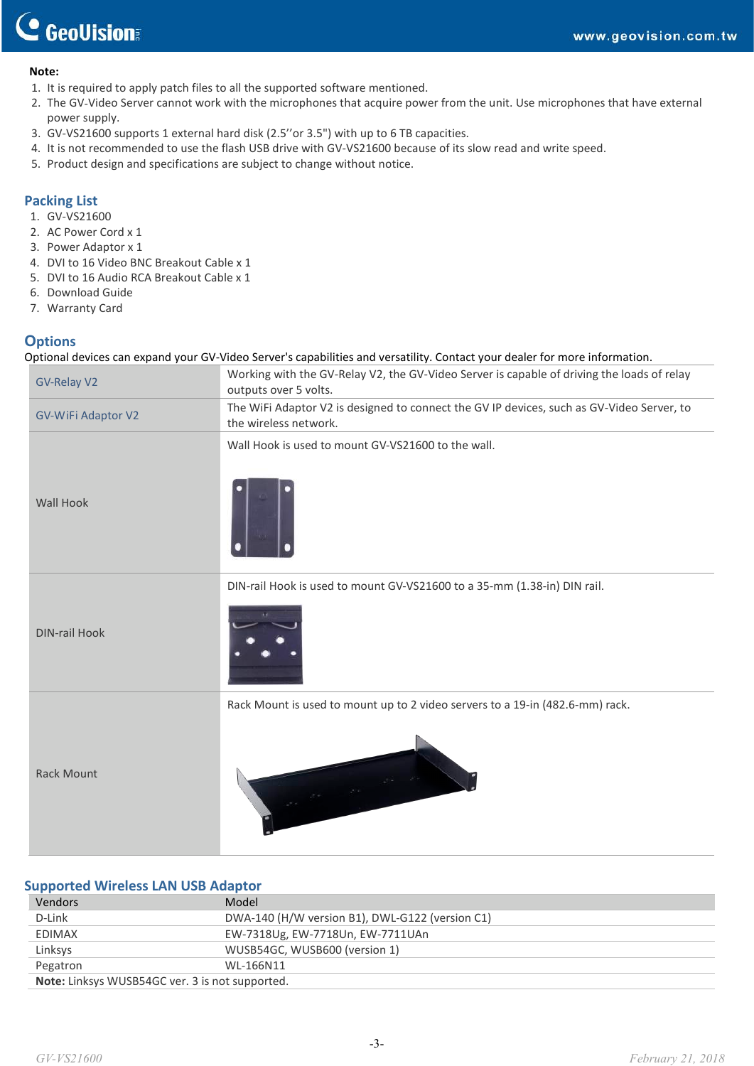**Note:**

1. It is required to apply patch files to all the supported software mentioned.
2. The GV-Video Server cannot work with the microphones that acquire power from the unit. Use microphones that have external power supply.
3. GV-VS21600 supports 1 external hard disk (2.5''or 3.5") with up to 6 TB capacities.
4. It is not recommended to use the flash USB drive with GV-VS21600 because of its slow read and write speed.
5. Product design and specifications are subject to change without notice.

## Packing List

1. GV-VS21600
2. AC Power Cord x 1
3. Power Adaptor x 1
4. DVI to 16 Video BNC Breakout Cable x 1
5. DVI to 16 Audio RCA Breakout Cable x 1
6. Download Guide
7. Warranty Card

## Options

Optional devices can expand your GV-Video Server's capabilities and versatility. Contact your dealer for more information.

| | |
|---|---|
| GV-Relay V2 | Working with the GV-Relay V2, the GV-Video Server is capable of driving the loads of relay outputs over 5 volts. |
| GV-WiFi Adaptor V2 | The WiFi Adaptor V2 is designed to connect the GV IP devices, such as GV-Video Server, to the wireless network. |
| Wall Hook | Wall Hook is used to mount GV-VS21600 to the wall. |
| DIN-rail Hook | DIN-rail Hook is used to mount GV-VS21600 to a 35-mm (1.38-in) DIN rail. |
| Rack Mount | Rack Mount is used to mount up to 2 video servers to a 19-in (482.6-mm) rack. |

## Supported Wireless LAN USB Adaptor

| Vendors | Model |
|---|---|
| D-Link | DWA-140 (H/W version B1), DWL-G122 (version C1) |
| EDIMAX | EW-7318Ug, EW-7718Un, EW-7711UAn |
| Linksys | WUSB54GC, WUSB600 (version 1) |
| Pegatron | WL-166N11 |

**Note:** Linksys WUSB54GC ver. 3 is not supported.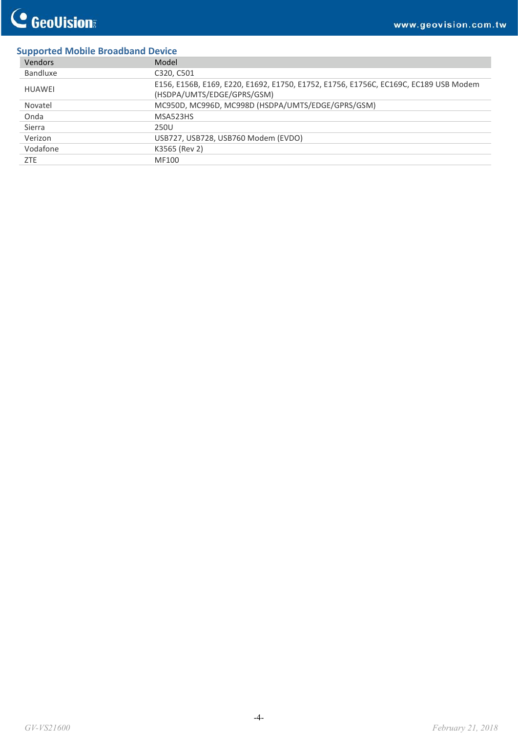## Supported Mobile Broadband Device

| Vendors | Model |
|---|---|
| Bandluxe | C320, C501 |
| HUAWEI | E156, E156B, E169, E220, E1692, E1750, E1752, E1756, E1756C, EC169C, EC189 USB Modem (HSDPA/UMTS/EDGE/GPRS/GSM) |
| Novatel | MC950D, MC996D, MC998D (HSDPA/UMTS/EDGE/GPRS/GSM) |
| Onda | MSA523HS |
| Sierra | 250U |
| Verizon | USB727, USB728, USB760 Modem (EVDO) |
| Vodafone | K3565 (Rev 2) |
| ZTE | MF100 |